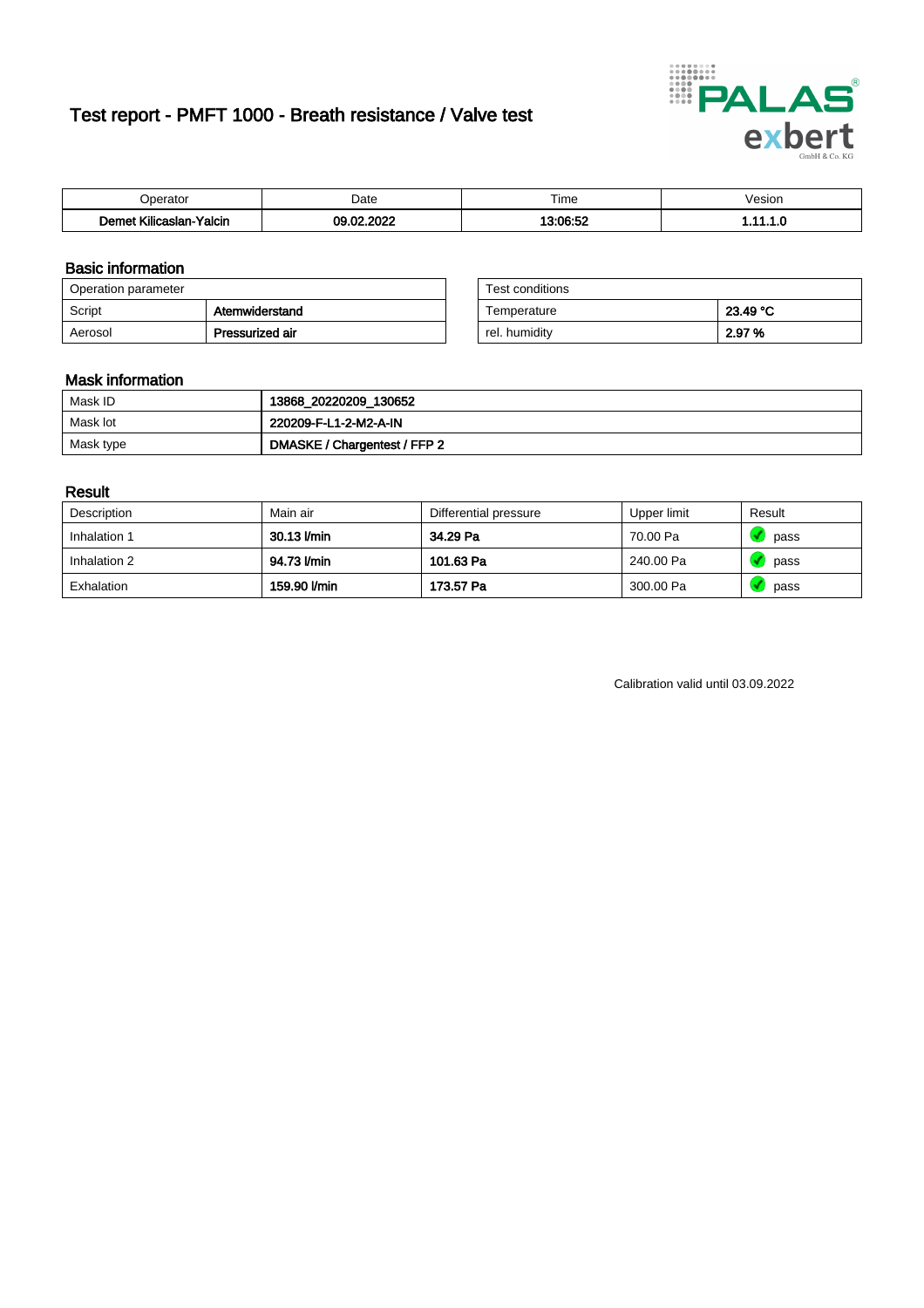# Test report - PMFT 1000 - Breath resistance / Valve test

| Operator | Date | Time | Vesion |
|---|---|---|---|
| **Demet Kilicaslan-Yalcin** | **09.02.2022** | **13:06:52** | **1.11.1.0** |

## Basic information

| Operation parameter | |
|---|---|
| Script | **Atemwiderstand** |
| Aerosol | **Pressurized air** |

| Test conditions | |
|---|---|
| Temperature | **23.49 °C** |
| rel. humidity | **2.97 %** |

## Mask information

| Mask ID | **13868_20220209_130652** |
|---|---|
| Mask lot | **220209-F-L1-2-M2-A-IN** |
| Mask type | **DMASKE / Chargentest / FFP 2** |

## Result

| Description | Main air | Differential pressure | Upper limit | Result |
|---|---|---|---|---|
| Inhalation 1 | **30.13 l/min** | **34.29 Pa** | 70.00 Pa | pass |
| Inhalation 2 | **94.73 l/min** | **101.63 Pa** | 240.00 Pa | pass |
| Exhalation | **159.90 l/min** | **173.57 Pa** | 300.00 Pa | pass |

Calibration valid until 03.09.2022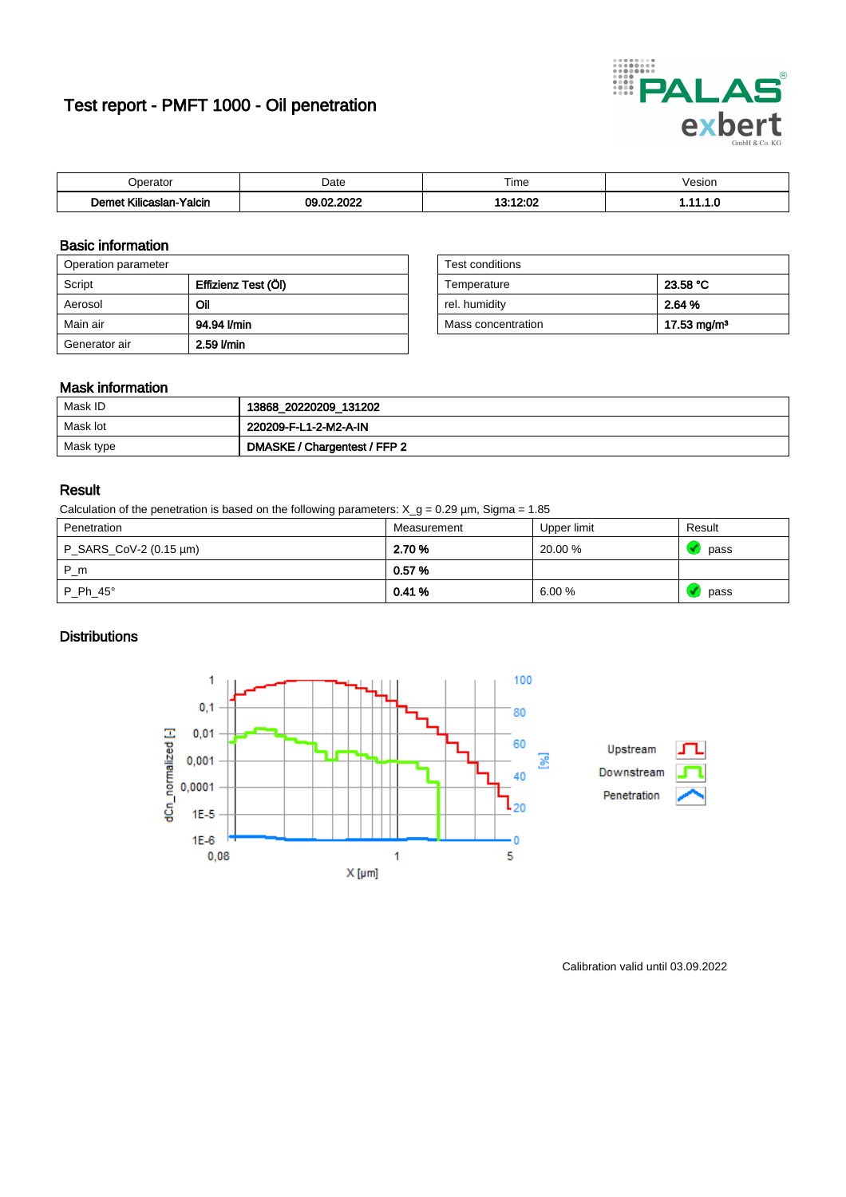# Test report - PMFT 1000 - Oil penetration

| Operator | Date | Time | Vesion |
|---|---|---|---|
| **Demet Kilicaslan-Yalcin** | **09.02.2022** | **13:12:02** | **1.11.1.0** |

## Basic information

| Operation parameter | |
|---|---|
| Script | **Effizienz Test (Öl)** |
| Aerosol | **Oil** |
| Main air | **94.94 l/min** |
| Generator air | **2.59 l/min** |

| Test conditions | |
|---|---|
| Temperature | **23.58 °C** |
| rel. humidity | **2.64 %** |
| Mass concentration | **17.53 mg/m³** |

## Mask information

| | |
|---|---|
| Mask ID | **13868_20220209_131202** |
| Mask lot | **220209-F-L1-2-M2-A-IN** |
| Mask type | **DMASKE / Chargentest / FFP 2** |

## Result

Calculation of the penetration is based on the following parameters: X_g = 0.29 µm, Sigma = 1.85

| Penetration | Measurement | Upper limit | Result |
|---|---|---|---|
| P_SARS_CoV-2 (0.15 µm) | **2.70 %** | 20.00 % | pass |
| P_m | **0.57 %** | | |
| P_Ph_45° | **0.41 %** | 6.00 % | pass |

## Distributions

dCn_normalized [-]
1
0,1
0,01
0,001
0,0001
1E-5
1E-6
0,08
1
5
X [µm]
[%]
100
80
60
40
20
0
Upstream
Downstream
Penetration

Calibration valid until 03.09.2022